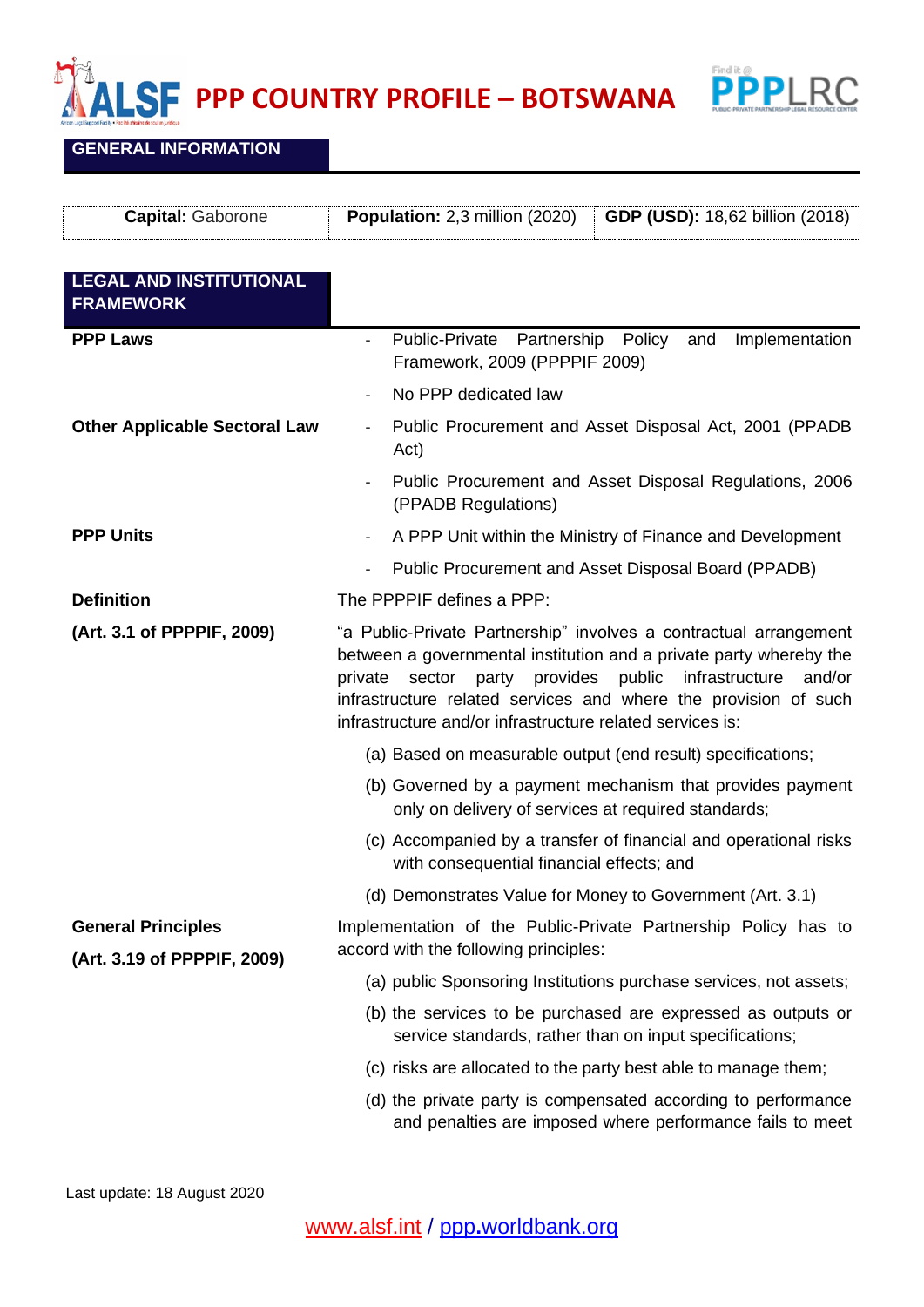# PPP COUNTRY PROFILE – BOTSWANA

## GENERAL INFORMATION

| **Capital:** Gaborone | **Population:** 2,3 million (2020) | **GDP (USD):** 18,62 billion (2018) |
|---|---|---|

## LEGAL AND INSTITUTIONAL FRAMEWORK

**PPP Laws**

- Public-Private Partnership Policy and Implementation Framework, 2009 (PPPPIF 2009)
- No PPP dedicated law

**Other Applicable Sectoral Law**

- Public Procurement and Asset Disposal Act, 2001 (PPADB Act)
- Public Procurement and Asset Disposal Regulations, 2006 (PPADB Regulations)

**PPP Units**

- A PPP Unit within the Ministry of Finance and Development
- Public Procurement and Asset Disposal Board (PPADB)

**Definition**

**(Art. 3.1 of PPPPIF, 2009)**

The PPPPIF defines a PPP:

"a Public-Private Partnership" involves a contractual arrangement between a governmental institution and a private party whereby the private sector party provides public infrastructure and/or infrastructure related services and where the provision of such infrastructure and/or infrastructure related services is:

(a) Based on measurable output (end result) specifications;

(b) Governed by a payment mechanism that provides payment only on delivery of services at required standards;

(c) Accompanied by a transfer of financial and operational risks with consequential financial effects; and

(d) Demonstrates Value for Money to Government (Art. 3.1)

**General Principles**

**(Art. 3.19 of PPPPIF, 2009)**

Implementation of the Public-Private Partnership Policy has to accord with the following principles:

(a) public Sponsoring Institutions purchase services, not assets;

(b) the services to be purchased are expressed as outputs or service standards, rather than on input specifications;

(c) risks are allocated to the party best able to manage them;

(d) the private party is compensated according to performance and penalties are imposed where performance fails to meet

Last update: 18 August 2020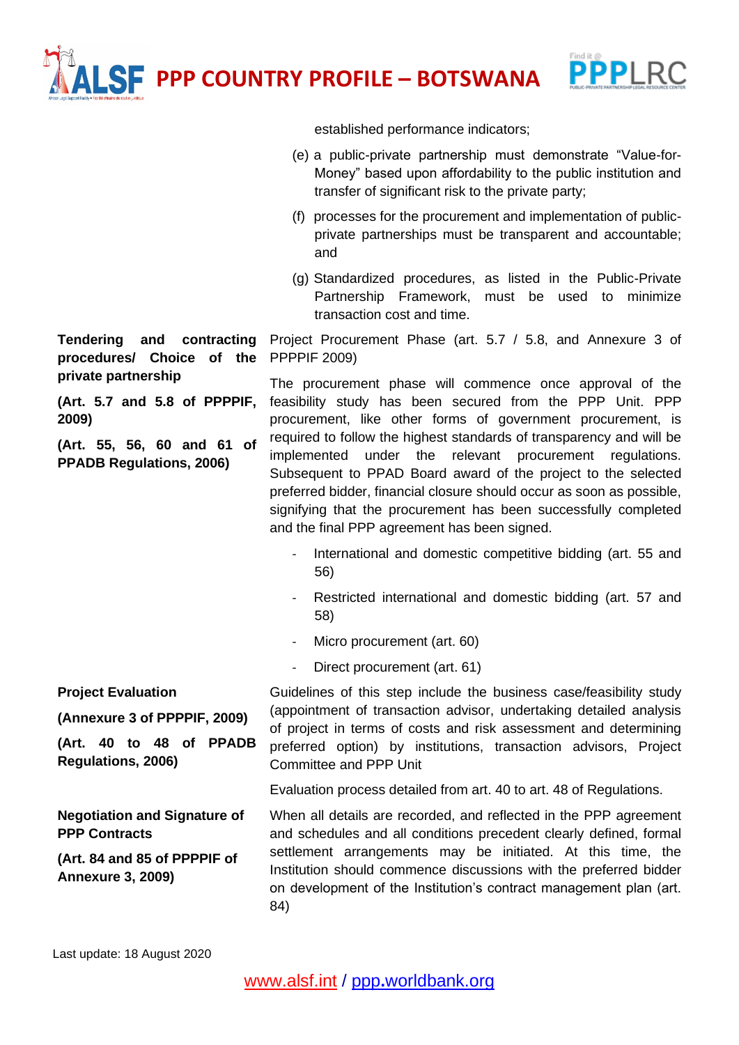established performance indicators;

(e) a public-private partnership must demonstrate "Value-for-Money" based upon affordability to the public institution and transfer of significant risk to the private party;

(f) processes for the procurement and implementation of public-private partnerships must be transparent and accountable; and

(g) Standardized procedures, as listed in the Public-Private Partnership Framework, must be used to minimize transaction cost and time.

| | |
|---|---|
| **Tendering and contracting procedures/ Choice of the private partnership**<br><br>**(Art. 5.7 and 5.8 of PPPPIF, 2009)**<br><br>**(Art. 55, 56, 60 and 61 of PPADB Regulations, 2006)** | Project Procurement Phase (art. 5.7 / 5.8, and Annexure 3 of PPPPIF 2009)<br><br>The procurement phase will commence once approval of the feasibility study has been secured from the PPP Unit. PPP procurement, like other forms of government procurement, is required to follow the highest standards of transparency and will be implemented under the relevant procurement regulations. Subsequent to PPAD Board award of the project to the selected preferred bidder, financial closure should occur as soon as possible, signifying that the procurement has been successfully completed and the final PPP agreement has been signed.<br><br>- International and domestic competitive bidding (art. 55 and 56)<br>- Restricted international and domestic bidding (art. 57 and 58)<br>- Micro procurement (art. 60)<br>- Direct procurement (art. 61) |
| **Project Evaluation**<br><br>**(Annexure 3 of PPPPIF, 2009)**<br><br>**(Art. 40 to 48 of PPADB Regulations, 2006)** | Guidelines of this step include the business case/feasibility study (appointment of transaction advisor, undertaking detailed analysis of project in terms of costs and risk assessment and determining preferred option) by institutions, transaction advisors, Project Committee and PPP Unit<br><br>Evaluation process detailed from art. 40 to art. 48 of Regulations. |
| **Negotiation and Signature of PPP Contracts**<br><br>**(Art. 84 and 85 of PPPPIF of Annexure 3, 2009)** | When all details are recorded, and reflected in the PPP agreement and schedules and all conditions precedent clearly defined, formal settlement arrangements may be initiated. At this time, the Institution should commence discussions with the preferred bidder on development of the Institution's contract management plan (art. 84) |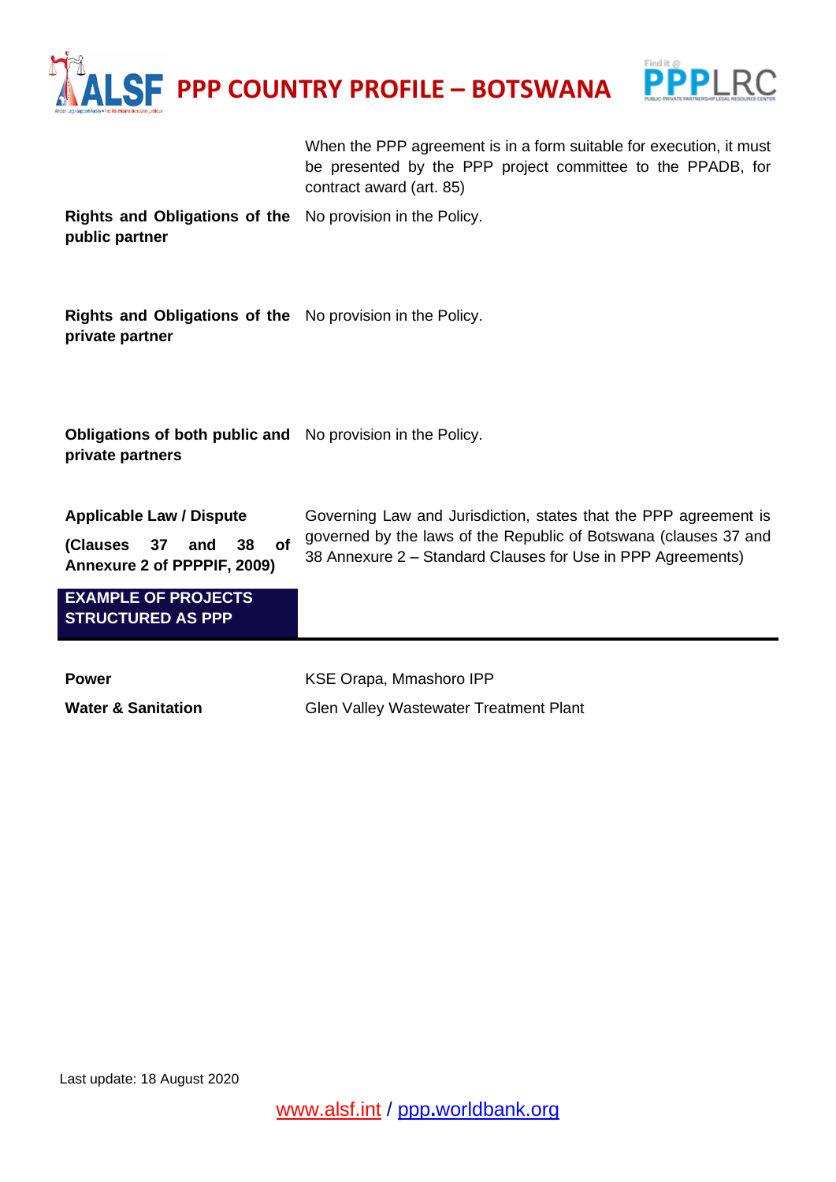| | |
|---|---|
| | When the PPP agreement is in a form suitable for execution, it must be presented by the PPP project committee to the PPADB, for contract award (art. 85) |
| **Rights and Obligations of the public partner** | No provision in the Policy. |
| **Rights and Obligations of the private partner** | No provision in the Policy. |
| **Obligations of both public and private partners** | No provision in the Policy. |
| **Applicable Law / Dispute**<br>**(Clauses 37 and 38 of Annexure 2 of PPPPIF, 2009)** | Governing Law and Jurisdiction, states that the PPP agreement is governed by the laws of the Republic of Botswana (clauses 37 and 38 Annexure 2 – Standard Clauses for Use in PPP Agreements) |

## EXAMPLE OF PROJECTS STRUCTURED AS PPP

| | |
|---|---|
| **Power** | KSE Orapa, Mmashoro IPP |
| **Water & Sanitation** | Glen Valley Wastewater Treatment Plant |

Last update: 18 August 2020

www.alsf.int / ppp.worldbank.org